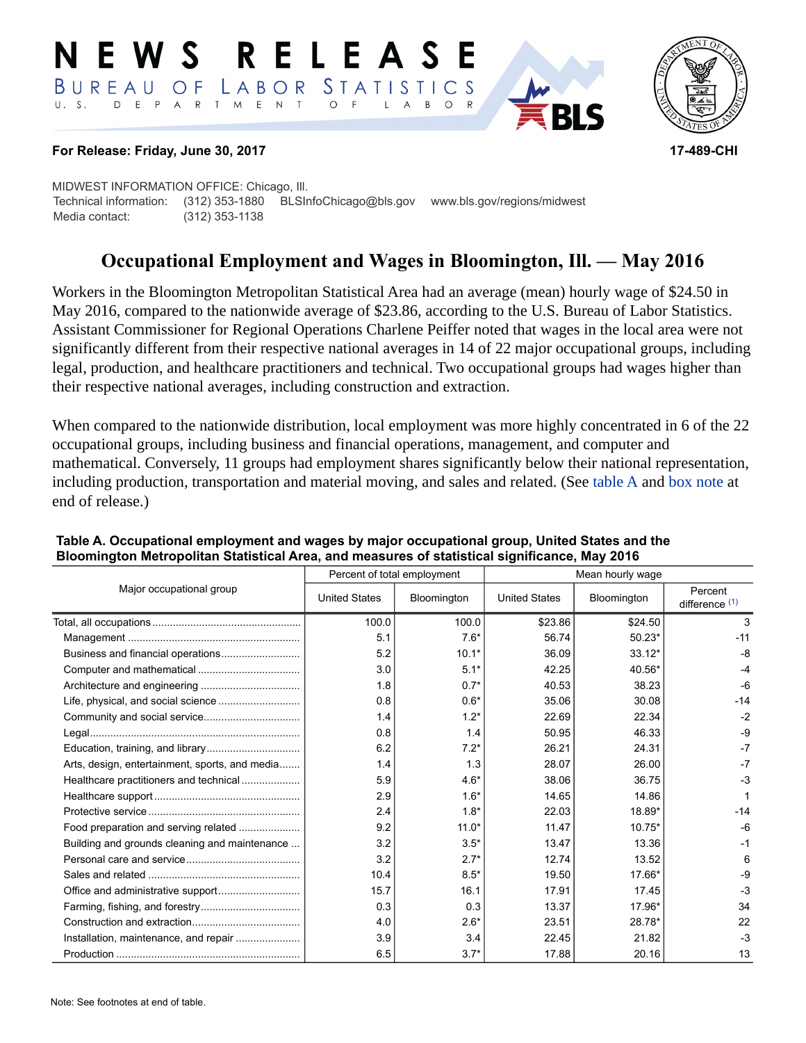# NEWS RELEASE

BUREAU OF LABOR STATISTICS

U. S. DEPARTMENT OF LABOR

**For Release: Friday, June 30, 2017** **17-489-CHI**

MIDWEST INFORMATION OFFICE: Chicago, Ill.
Technical information: (312) 353-1880 BLSInfoChicago@bls.gov www.bls.gov/regions/midwest
Media contact: (312) 353-1138

## Occupational Employment and Wages in Bloomington, Ill. — May 2016

Workers in the Bloomington Metropolitan Statistical Area had an average (mean) hourly wage of $24.50 in May 2016, compared to the nationwide average of $23.86, according to the U.S. Bureau of Labor Statistics. Assistant Commissioner for Regional Operations Charlene Peiffer noted that wages in the local area were not significantly different from their respective national averages in 14 of 22 major occupational groups, including legal, production, and healthcare practitioners and technical. Two occupational groups had wages higher than their respective national averages, including construction and extraction.

When compared to the nationwide distribution, local employment was more highly concentrated in 6 of the 22 occupational groups, including business and financial operations, management, and computer and mathematical. Conversely, 11 groups had employment shares significantly below their national representation, including production, transportation and material moving, and sales and related. (See table A and box note at end of release.)

**Table A. Occupational employment and wages by major occupational group, United States and the Bloomington Metropolitan Statistical Area, and measures of statistical significance, May 2016**

| Major occupational group | Percent of total employment | | Mean hourly wage | | |
|---|---|---|---|---|---|
| | United States | Bloomington | United States | Bloomington | Percent difference (1) |
| Total, all occupations | 100.0 | 100.0 | $23.86 | $24.50 | 3 |
| Management | 5.1 | 7.6* | 56.74 | 50.23* | -11 |
| Business and financial operations | 5.2 | 10.1* | 36.09 | 33.12* | -8 |
| Computer and mathematical | 3.0 | 5.1* | 42.25 | 40.56* | -4 |
| Architecture and engineering | 1.8 | 0.7* | 40.53 | 38.23 | -6 |
| Life, physical, and social science | 0.8 | 0.6* | 35.06 | 30.08 | -14 |
| Community and social service | 1.4 | 1.2* | 22.69 | 22.34 | -2 |
| Legal | 0.8 | 1.4 | 50.95 | 46.33 | -9 |
| Education, training, and library | 6.2 | 7.2* | 26.21 | 24.31 | -7 |
| Arts, design, entertainment, sports, and media | 1.4 | 1.3 | 28.07 | 26.00 | -7 |
| Healthcare practitioners and technical | 5.9 | 4.6* | 38.06 | 36.75 | -3 |
| Healthcare support | 2.9 | 1.6* | 14.65 | 14.86 | 1 |
| Protective service | 2.4 | 1.8* | 22.03 | 18.89* | -14 |
| Food preparation and serving related | 9.2 | 11.0* | 11.47 | 10.75* | -6 |
| Building and grounds cleaning and maintenance | 3.2 | 3.5* | 13.47 | 13.36 | -1 |
| Personal care and service | 3.2 | 2.7* | 12.74 | 13.52 | 6 |
| Sales and related | 10.4 | 8.5* | 19.50 | 17.66* | -9 |
| Office and administrative support | 15.7 | 16.1 | 17.91 | 17.45 | -3 |
| Farming, fishing, and forestry | 0.3 | 0.3 | 13.37 | 17.96* | 34 |
| Construction and extraction | 4.0 | 2.6* | 23.51 | 28.78* | 22 |
| Installation, maintenance, and repair | 3.9 | 3.4 | 22.45 | 21.82 | -3 |
| Production | 6.5 | 3.7* | 17.88 | 20.16 | 13 |

Note: See footnotes at end of table.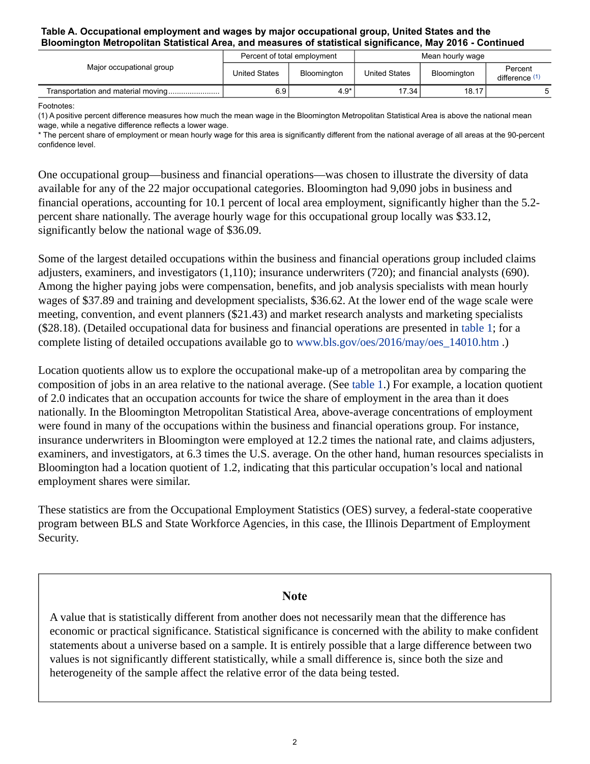**Table A. Occupational employment and wages by major occupational group, United States and the Bloomington Metropolitan Statistical Area, and measures of statistical significance, May 2016 - Continued**

| Major occupational group | Percent of total employment | | Mean hourly wage | | |
|---|---|---|---|---|---|
| | United States | Bloomington | United States | Bloomington | Percent difference (1) |
| Transportation and material moving | 6.9 | 4.9* | 17.34 | 18.17 | 5 |

Footnotes:
(1) A positive percent difference measures how much the mean wage in the Bloomington Metropolitan Statistical Area is above the national mean wage, while a negative difference reflects a lower wage.
* The percent share of employment or mean hourly wage for this area is significantly different from the national average of all areas at the 90-percent confidence level.

One occupational group—business and financial operations—was chosen to illustrate the diversity of data available for any of the 22 major occupational categories. Bloomington had 9,090 jobs in business and financial operations, accounting for 10.1 percent of local area employment, significantly higher than the 5.2-percent share nationally. The average hourly wage for this occupational group locally was $33.12, significantly below the national wage of $36.09.

Some of the largest detailed occupations within the business and financial operations group included claims adjusters, examiners, and investigators (1,110); insurance underwriters (720); and financial analysts (690). Among the higher paying jobs were compensation, benefits, and job analysis specialists with mean hourly wages of $37.89 and training and development specialists, $36.62. At the lower end of the wage scale were meeting, convention, and event planners ($21.43) and market research analysts and marketing specialists ($28.18). (Detailed occupational data for business and financial operations are presented in table 1; for a complete listing of detailed occupations available go to www.bls.gov/oes/2016/may/oes_14010.htm .)

Location quotients allow us to explore the occupational make-up of a metropolitan area by comparing the composition of jobs in an area relative to the national average. (See table 1.) For example, a location quotient of 2.0 indicates that an occupation accounts for twice the share of employment in the area than it does nationally. In the Bloomington Metropolitan Statistical Area, above-average concentrations of employment were found in many of the occupations within the business and financial operations group. For instance, insurance underwriters in Bloomington were employed at 12.2 times the national rate, and claims adjusters, examiners, and investigators, at 6.3 times the U.S. average. On the other hand, human resources specialists in Bloomington had a location quotient of 1.2, indicating that this particular occupation's local and national employment shares were similar.

These statistics are from the Occupational Employment Statistics (OES) survey, a federal-state cooperative program between BLS and State Workforce Agencies, in this case, the Illinois Department of Employment Security.

## Note

A value that is statistically different from another does not necessarily mean that the difference has economic or practical significance. Statistical significance is concerned with the ability to make confident statements about a universe based on a sample. It is entirely possible that a large difference between two values is not significantly different statistically, while a small difference is, since both the size and heterogeneity of the sample affect the relative error of the data being tested.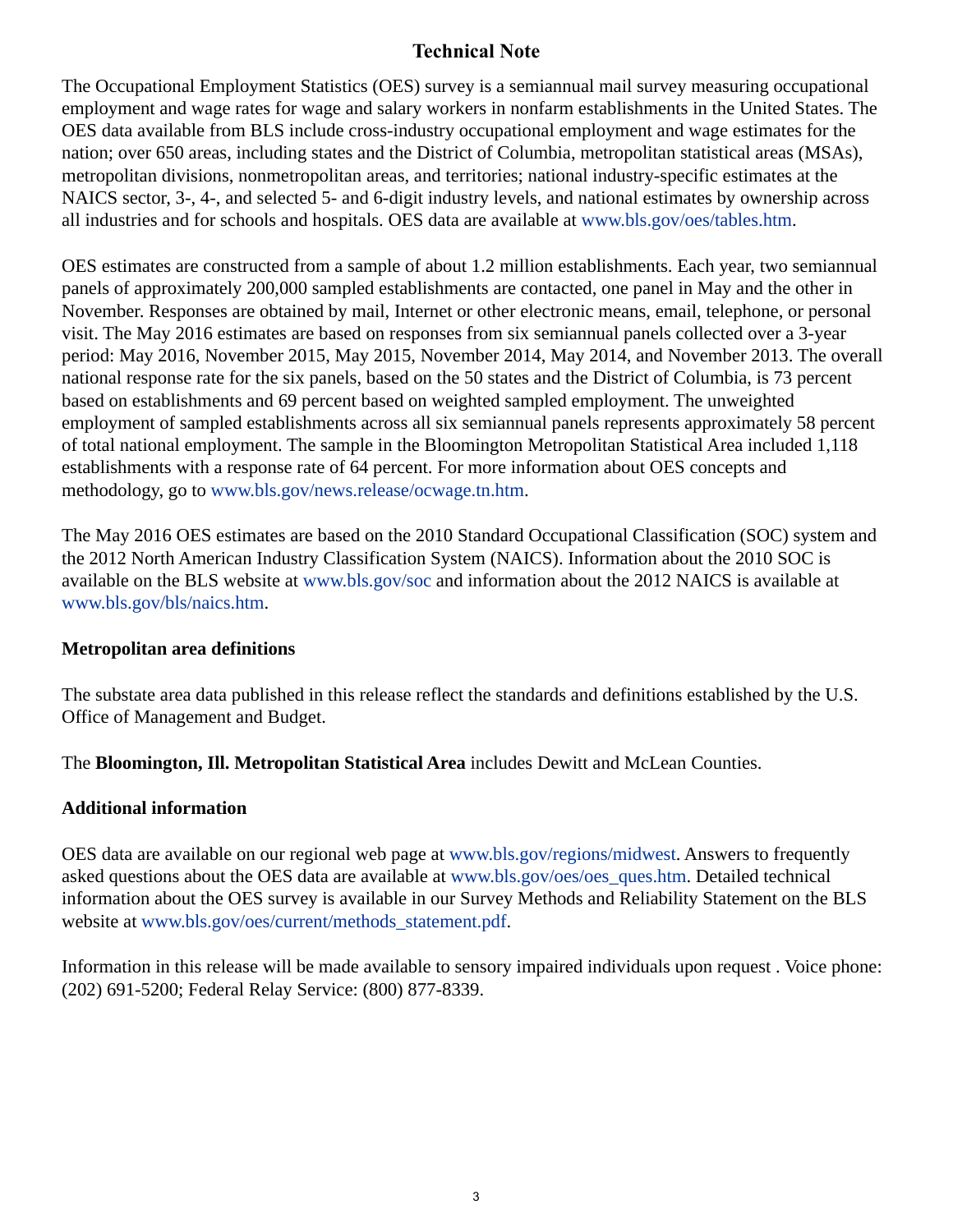# Technical Note

The Occupational Employment Statistics (OES) survey is a semiannual mail survey measuring occupational employment and wage rates for wage and salary workers in nonfarm establishments in the United States. The OES data available from BLS include cross-industry occupational employment and wage estimates for the nation; over 650 areas, including states and the District of Columbia, metropolitan statistical areas (MSAs), metropolitan divisions, nonmetropolitan areas, and territories; national industry-specific estimates at the NAICS sector, 3-, 4-, and selected 5- and 6-digit industry levels, and national estimates by ownership across all industries and for schools and hospitals. OES data are available at www.bls.gov/oes/tables.htm.

OES estimates are constructed from a sample of about 1.2 million establishments. Each year, two semiannual panels of approximately 200,000 sampled establishments are contacted, one panel in May and the other in November. Responses are obtained by mail, Internet or other electronic means, email, telephone, or personal visit. The May 2016 estimates are based on responses from six semiannual panels collected over a 3-year period: May 2016, November 2015, May 2015, November 2014, May 2014, and November 2013. The overall national response rate for the six panels, based on the 50 states and the District of Columbia, is 73 percent based on establishments and 69 percent based on weighted sampled employment. The unweighted employment of sampled establishments across all six semiannual panels represents approximately 58 percent of total national employment. The sample in the Bloomington Metropolitan Statistical Area included 1,118 establishments with a response rate of 64 percent. For more information about OES concepts and methodology, go to www.bls.gov/news.release/ocwage.tn.htm.

The May 2016 OES estimates are based on the 2010 Standard Occupational Classification (SOC) system and the 2012 North American Industry Classification System (NAICS). Information about the 2010 SOC is available on the BLS website at www.bls.gov/soc and information about the 2012 NAICS is available at www.bls.gov/bls/naics.htm.

### Metropolitan area definitions

The substate area data published in this release reflect the standards and definitions established by the U.S. Office of Management and Budget.

The **Bloomington, Ill. Metropolitan Statistical Area** includes Dewitt and McLean Counties.

### Additional information

OES data are available on our regional web page at www.bls.gov/regions/midwest. Answers to frequently asked questions about the OES data are available at www.bls.gov/oes/oes_ques.htm. Detailed technical information about the OES survey is available in our Survey Methods and Reliability Statement on the BLS website at www.bls.gov/oes/current/methods_statement.pdf.

Information in this release will be made available to sensory impaired individuals upon request . Voice phone: (202) 691-5200; Federal Relay Service: (800) 877-8339.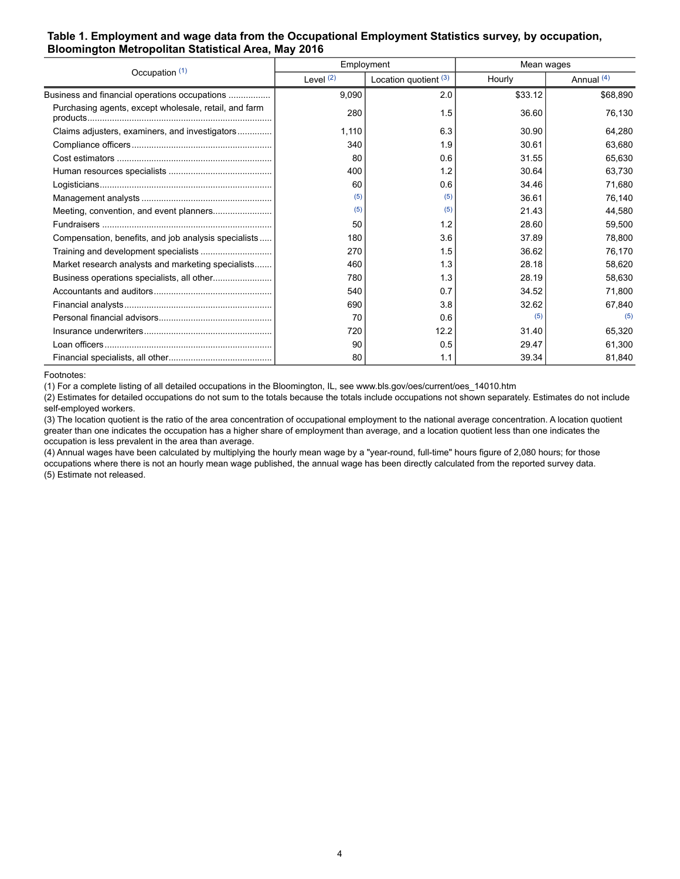**Table 1. Employment and wage data from the Occupational Employment Statistics survey, by occupation, Bloomington Metropolitan Statistical Area, May 2016**

| Occupation (1) | Employment | | Mean wages | |
|---|---|---|---|---|
| | Level (2) | Location quotient (3) | Hourly | Annual (4) |
| Business and financial operations occupations | 9,090 | 2.0 | $33.12 | $68,890 |
| Purchasing agents, except wholesale, retail, and farm products | 280 | 1.5 | 36.60 | 76,130 |
| Claims adjusters, examiners, and investigators | 1,110 | 6.3 | 30.90 | 64,280 |
| Compliance officers | 340 | 1.9 | 30.61 | 63,680 |
| Cost estimators | 80 | 0.6 | 31.55 | 65,630 |
| Human resources specialists | 400 | 1.2 | 30.64 | 63,730 |
| Logisticians | 60 | 0.6 | 34.46 | 71,680 |
| Management analysts | (5) | (5) | 36.61 | 76,140 |
| Meeting, convention, and event planners | (5) | (5) | 21.43 | 44,580 |
| Fundraisers | 50 | 1.2 | 28.60 | 59,500 |
| Compensation, benefits, and job analysis specialists | 180 | 3.6 | 37.89 | 78,800 |
| Training and development specialists | 270 | 1.5 | 36.62 | 76,170 |
| Market research analysts and marketing specialists | 460 | 1.3 | 28.18 | 58,620 |
| Business operations specialists, all other | 780 | 1.3 | 28.19 | 58,630 |
| Accountants and auditors | 540 | 0.7 | 34.52 | 71,800 |
| Financial analysts | 690 | 3.8 | 32.62 | 67,840 |
| Personal financial advisors | 70 | 0.6 | (5) | (5) |
| Insurance underwriters | 720 | 12.2 | 31.40 | 65,320 |
| Loan officers | 90 | 0.5 | 29.47 | 61,300 |
| Financial specialists, all other | 80 | 1.1 | 39.34 | 81,840 |

Footnotes:

(1) For a complete listing of all detailed occupations in the Bloomington, IL, see www.bls.gov/oes/current/oes_14010.htm

(2) Estimates for detailed occupations do not sum to the totals because the totals include occupations not shown separately. Estimates do not include self-employed workers.

(3) The location quotient is the ratio of the area concentration of occupational employment to the national average concentration. A location quotient greater than one indicates the occupation has a higher share of employment than average, and a location quotient less than one indicates the occupation is less prevalent in the area than average.

(4) Annual wages have been calculated by multiplying the hourly mean wage by a "year-round, full-time" hours figure of 2,080 hours; for those occupations where there is not an hourly mean wage published, the annual wage has been directly calculated from the reported survey data.

(5) Estimate not released.